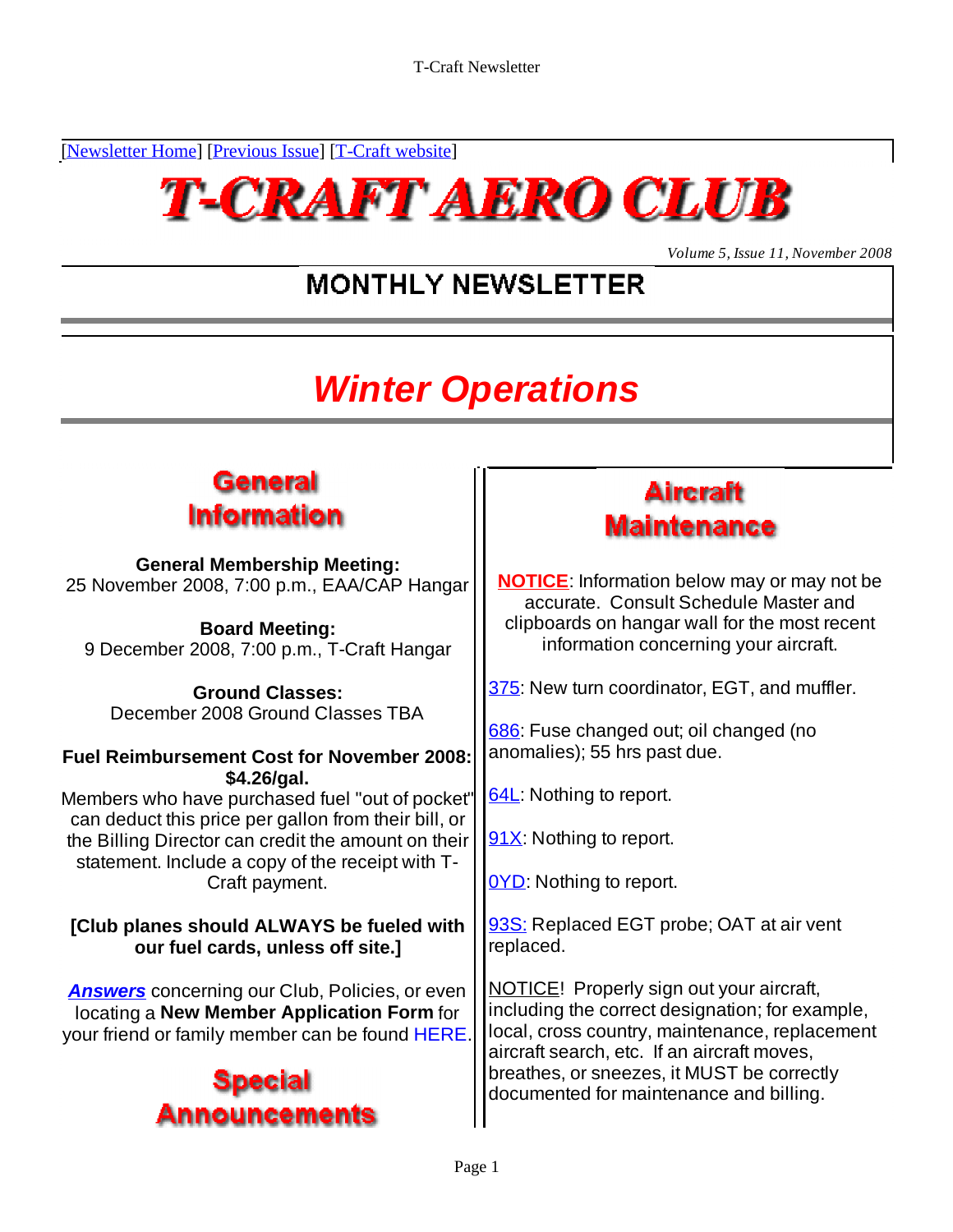[Newsletter Home] [Previous Issue] [T-Craft website]

# T-CRAFT AERO CLUB

*Volume 5, Issue 11, November 2008*

## MONTHLY NEWSLETTER

# *Winter Operations*

## General Information

**General Membership Meeting:**
25 November 2008, 7:00 p.m., EAA/CAP Hangar

**Board Meeting:**
9 December 2008, 7:00 p.m., T-Craft Hangar

**Ground Classes:**
December 2008 Ground Classes TBA

**Fuel Reimbursement Cost for November 2008: $4.26/gal.**
Members who have purchased fuel "out of pocket" can deduct this price per gallon from their bill, or the Billing Director can credit the amount on their statement. Include a copy of the receipt with T-Craft payment.

**[Club planes should ALWAYS be fueled with our fuel cards, unless off site.]**

***Answers*** concerning our Club, Policies, or even locating a **New Member Application Form** for your friend or family member can be found HERE.

## Special Announcements

## Aircraft Maintenance

**NOTICE**: Information below may or may not be accurate. Consult Schedule Master and clipboards on hangar wall for the most recent information concerning your aircraft.

375: New turn coordinator, EGT, and muffler.

686: Fuse changed out; oil changed (no anomalies); 55 hrs past due.

64L: Nothing to report.

91X: Nothing to report.

0YD: Nothing to report.

93S: Replaced EGT probe; OAT at air vent replaced.

NOTICE! Properly sign out your aircraft, including the correct designation; for example, local, cross country, maintenance, replacement aircraft search, etc. If an aircraft moves, breathes, or sneezes, it MUST be correctly documented for maintenance and billing.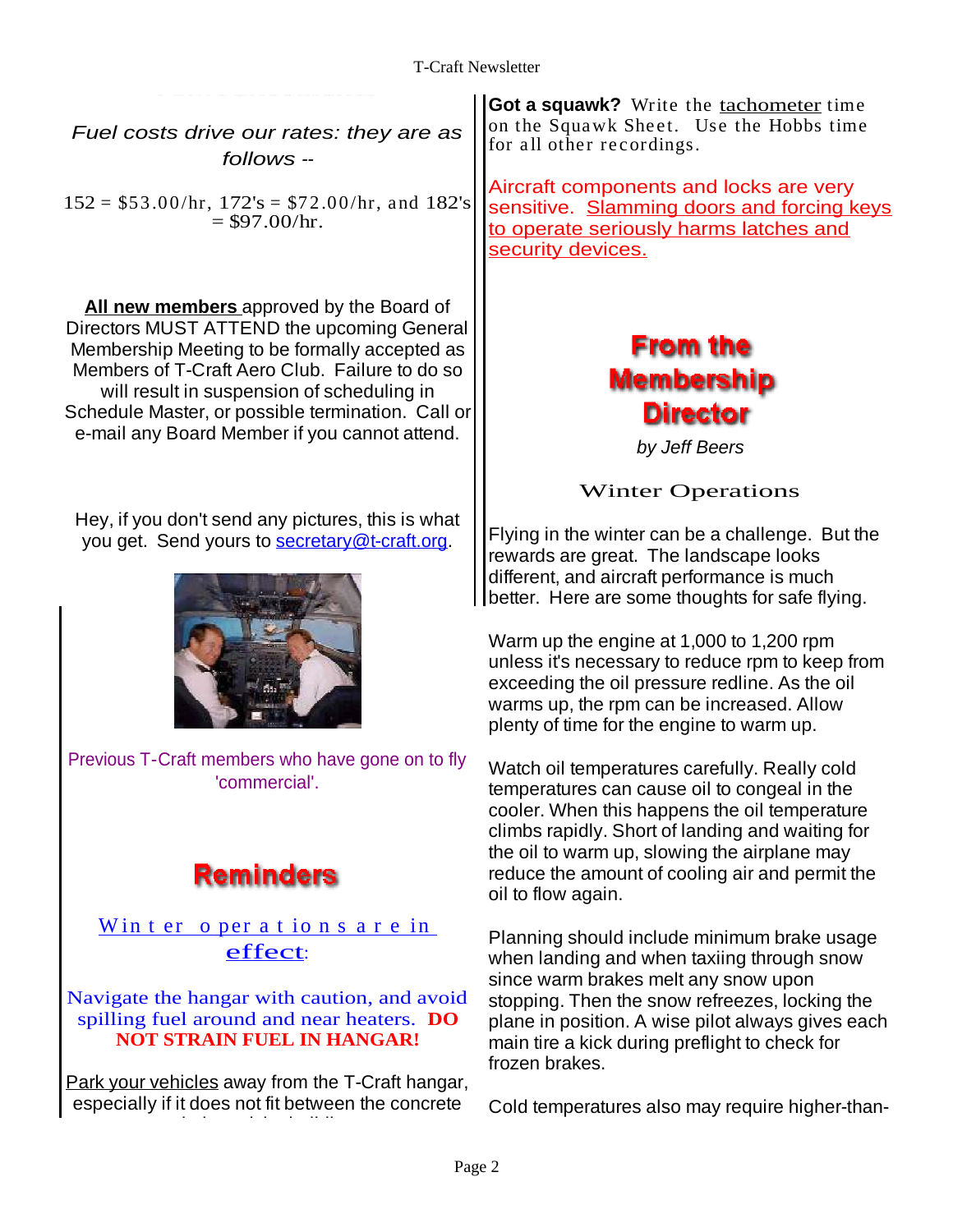*Fuel costs drive our rates: they are as follows --*

152 = $53.00/hr, 172's = $72.00/hr, and 182's = $97.00/hr.

**All new members** approved by the Board of Directors MUST ATTEND the upcoming General Membership Meeting to be formally accepted as Members of T-Craft Aero Club. Failure to do so will result in suspension of scheduling in Schedule Master, or possible termination. Call or e-mail any Board Member if you cannot attend.

Hey, if you don't send any pictures, this is what you get. Send yours to secretary@t-craft.org.

Previous T-Craft members who have gone on to fly 'commercial'.

## Reminders

Winter operations are in effect:

Navigate the hangar with caution, and avoid spilling fuel around and near heaters. **DO NOT STRAIN FUEL IN HANGAR!**

Park your vehicles away from the T-Craft hangar, especially if it does not fit between the concrete

**Got a squawk?** Write the tachometer time on the Squawk Sheet. Use the Hobbs time for all other recordings.

Aircraft components and locks are very sensitive. Slamming doors and forcing keys to operate seriously harms latches and security devices.

## From the Membership Director

*by Jeff Beers*

### Winter Operations

Flying in the winter can be a challenge. But the rewards are great. The landscape looks different, and aircraft performance is much better. Here are some thoughts for safe flying.

Warm up the engine at 1,000 to 1,200 rpm unless it's necessary to reduce rpm to keep from exceeding the oil pressure redline. As the oil warms up, the rpm can be increased. Allow plenty of time for the engine to warm up.

Watch oil temperatures carefully. Really cold temperatures can cause oil to congeal in the cooler. When this happens the oil temperature climbs rapidly. Short of landing and waiting for the oil to warm up, slowing the airplane may reduce the amount of cooling air and permit the oil to flow again.

Planning should include minimum brake usage when landing and when taxiing through snow since warm brakes melt any snow upon stopping. Then the snow refreezes, locking the plane in position. A wise pilot always gives each main tire a kick during preflight to check for frozen brakes.

Cold temperatures also may require higher-than-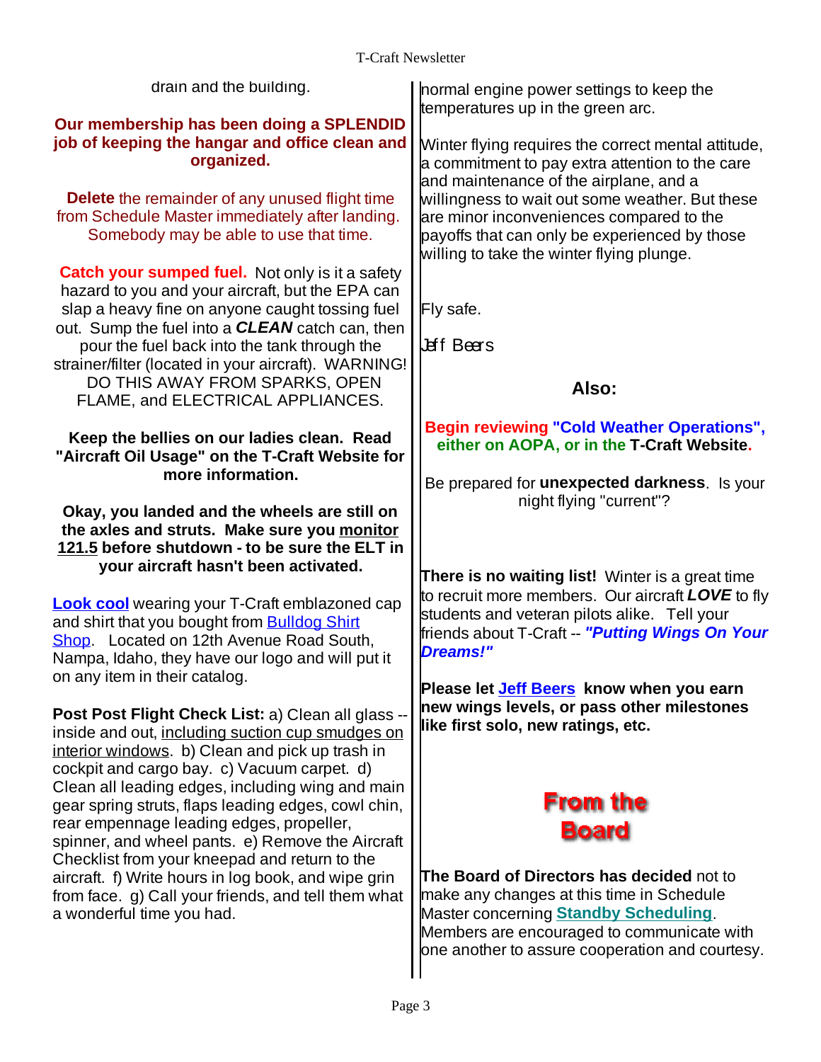drain and the building.

**Our membership has been doing a SPLENDID job of keeping the hangar and office clean and organized.**

**Delete** the remainder of any unused flight time from Schedule Master immediately after landing. Somebody may be able to use that time.

**Catch your sumped fuel.** Not only is it a safety hazard to you and your aircraft, but the EPA can slap a heavy fine on anyone caught tossing fuel out. Sump the fuel into a ***CLEAN*** catch can, then pour the fuel back into the tank through the strainer/filter (located in your aircraft). WARNING! DO THIS AWAY FROM SPARKS, OPEN FLAME, and ELECTRICAL APPLIANCES.

**Keep the bellies on our ladies clean. Read "Aircraft Oil Usage" on the T-Craft Website for more information.**

**Okay, you landed and the wheels are still on the axles and struts. Make sure you monitor 121.5 before shutdown - to be sure the ELT in your aircraft hasn't been activated.**

**Look cool** wearing your T-Craft emblazoned cap and shirt that you bought from Bulldog Shirt Shop. Located on 12th Avenue Road South, Nampa, Idaho, they have our logo and will put it on any item in their catalog.

**Post Post Flight Check List:** a) Clean all glass -- inside and out, including suction cup smudges on interior windows. b) Clean and pick up trash in cockpit and cargo bay. c) Vacuum carpet. d) Clean all leading edges, including wing and main gear spring struts, flaps leading edges, cowl chin, rear empennage leading edges, propeller, spinner, and wheel pants. e) Remove the Aircraft Checklist from your kneepad and return to the aircraft. f) Write hours in log book, and wipe grin from face. g) Call your friends, and tell them what a wonderful time you had.

normal engine power settings to keep the temperatures up in the green arc.

Winter flying requires the correct mental attitude, a commitment to pay extra attention to the care and maintenance of the airplane, and a willingness to wait out some weather. But these are minor inconveniences compared to the payoffs that can only be experienced by those willing to take the winter flying plunge.

Fly safe.

Jeff Beers

**Also:**

**Begin reviewing "Cold Weather Operations", either on AOPA, or in the T-Craft Website.**

Be prepared for **unexpected darkness**. Is your night flying "current"?

**There is no waiting list!** Winter is a great time to recruit more members. Our aircraft ***LOVE*** to fly students and veteran pilots alike. Tell your friends about T-Craft -- ***"Putting Wings On Your Dreams!"***

**Please let Jeff Beers know when you earn new wings levels, or pass other milestones like first solo, new ratings, etc.**

## From the Board

**The Board of Directors has decided** not to make any changes at this time in Schedule Master concerning **Standby Scheduling**. Members are encouraged to communicate with one another to assure cooperation and courtesy.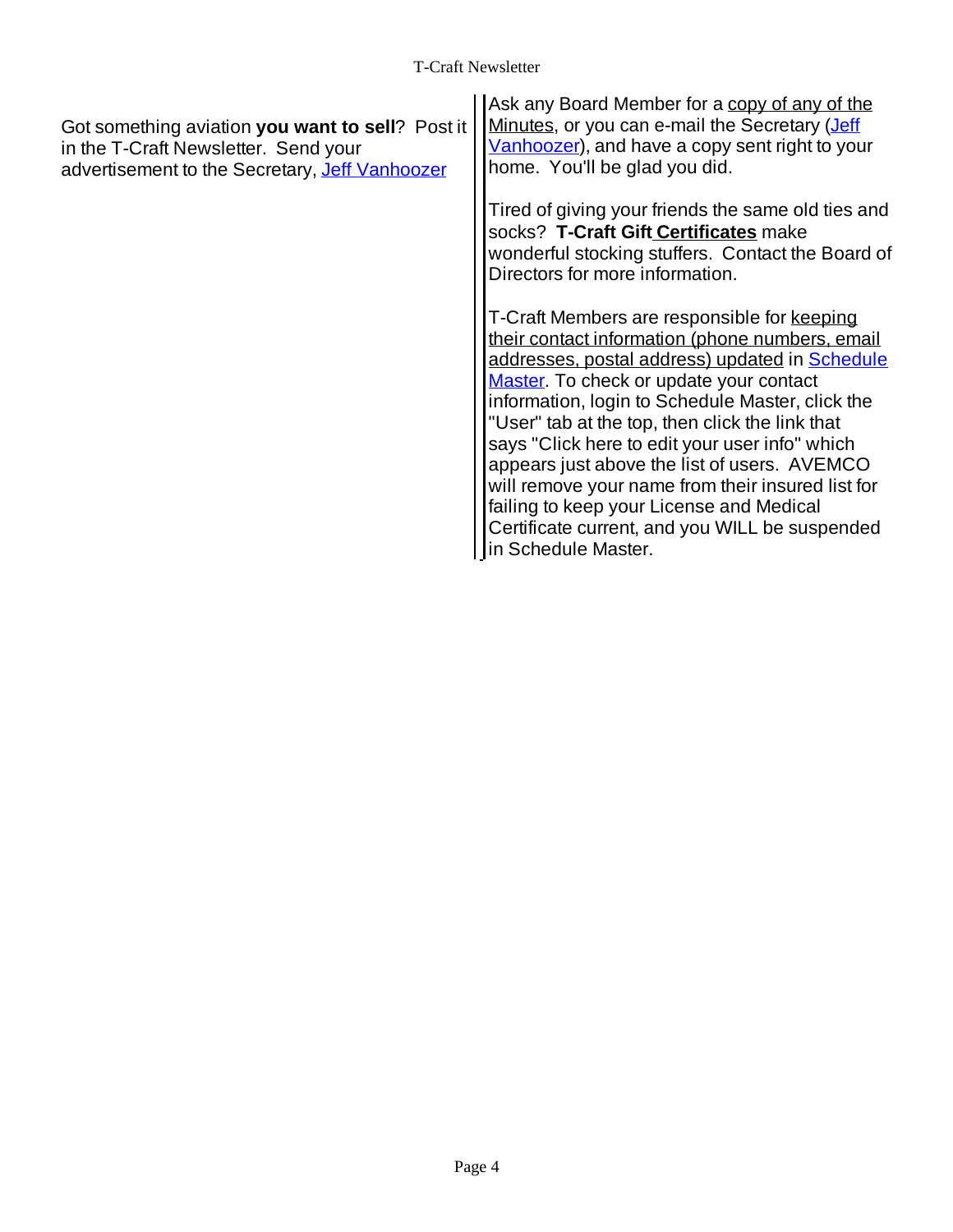Got something aviation **you want to sell**? Post it in the T-Craft Newsletter. Send your advertisement to the Secretary, Jeff Vanhoozer

Ask any Board Member for a copy of any of the Minutes, or you can e-mail the Secretary (Jeff Vanhoozer), and have a copy sent right to your home. You'll be glad you did.

Tired of giving your friends the same old ties and socks? **T-Craft Gift Certificates** make wonderful stocking stuffers. Contact the Board of Directors for more information.

T-Craft Members are responsible for keeping their contact information (phone numbers, email addresses, postal address) updated in Schedule Master. To check or update your contact information, login to Schedule Master, click the "User" tab at the top, then click the link that says "Click here to edit your user info" which appears just above the list of users. AVEMCO will remove your name from their insured list for failing to keep your License and Medical Certificate current, and you WILL be suspended in Schedule Master.